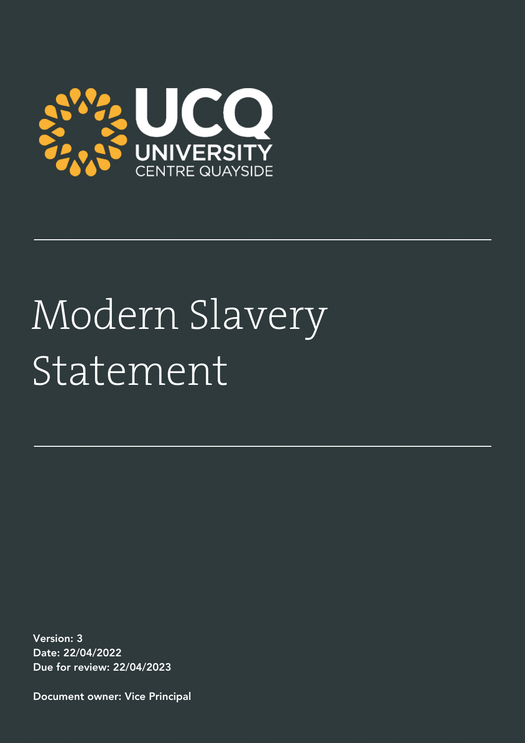UCQ
UNIVERSITY
CENTRE QUAYSIDE

# Modern Slavery Statement

**Version: 3**
**Date: 22/04/2022**
**Due for review: 22/04/2023**

**Document owner: Vice Principal**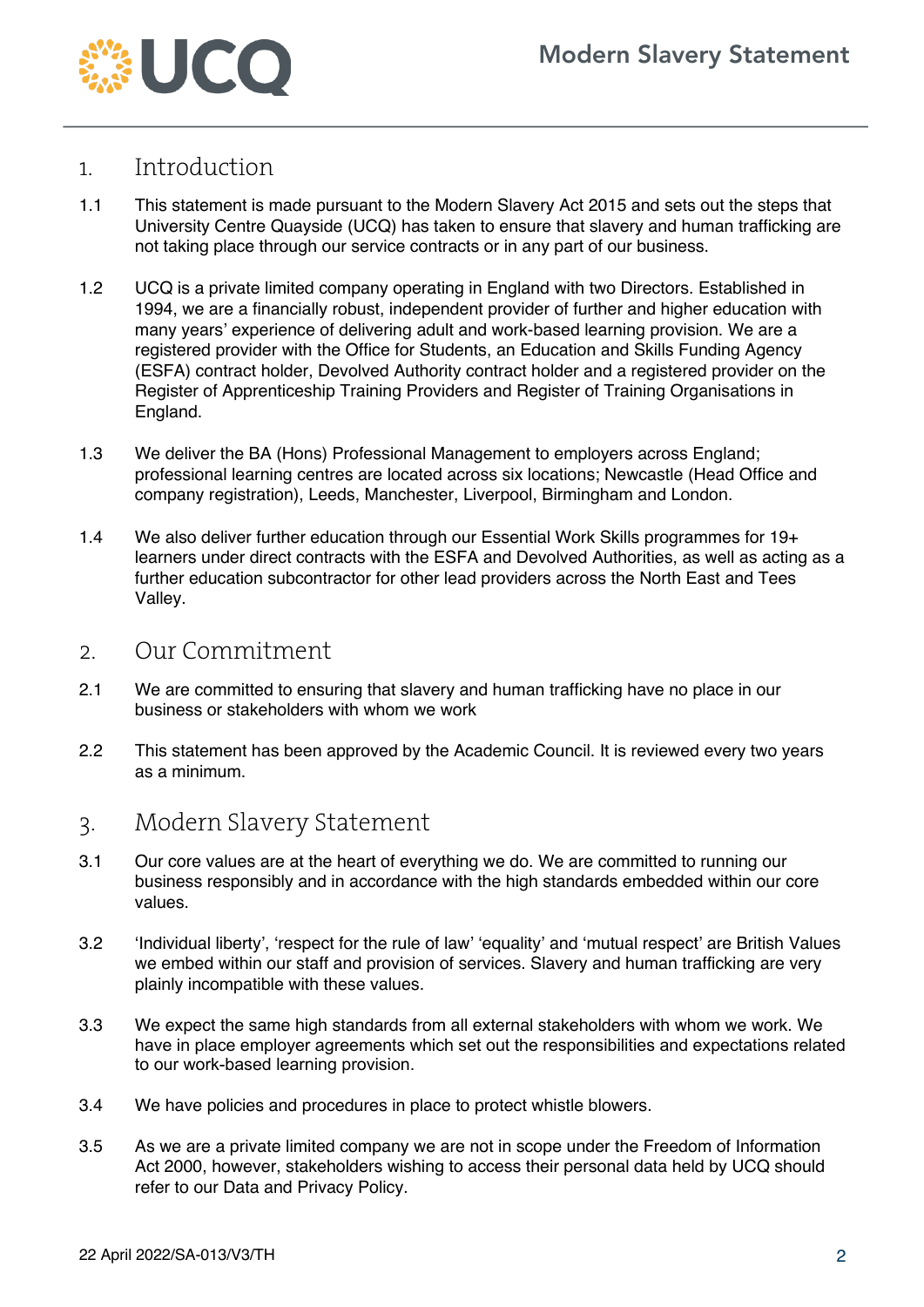## 1. Introduction

1.1 This statement is made pursuant to the Modern Slavery Act 2015 and sets out the steps that University Centre Quayside (UCQ) has taken to ensure that slavery and human trafficking are not taking place through our service contracts or in any part of our business.

1.2 UCQ is a private limited company operating in England with two Directors. Established in 1994, we are a financially robust, independent provider of further and higher education with many years' experience of delivering adult and work-based learning provision. We are a registered provider with the Office for Students, an Education and Skills Funding Agency (ESFA) contract holder, Devolved Authority contract holder and a registered provider on the Register of Apprenticeship Training Providers and Register of Training Organisations in England.

1.3 We deliver the BA (Hons) Professional Management to employers across England; professional learning centres are located across six locations; Newcastle (Head Office and company registration), Leeds, Manchester, Liverpool, Birmingham and London.

1.4 We also deliver further education through our Essential Work Skills programmes for 19+ learners under direct contracts with the ESFA and Devolved Authorities, as well as acting as a further education subcontractor for other lead providers across the North East and Tees Valley.

## 2. Our Commitment

2.1 We are committed to ensuring that slavery and human trafficking have no place in our business or stakeholders with whom we work

2.2 This statement has been approved by the Academic Council. It is reviewed every two years as a minimum.

## 3. Modern Slavery Statement

3.1 Our core values are at the heart of everything we do. We are committed to running our business responsibly and in accordance with the high standards embedded within our core values.

3.2 'Individual liberty', 'respect for the rule of law' 'equality' and 'mutual respect' are British Values we embed within our staff and provision of services. Slavery and human trafficking are very plainly incompatible with these values.

3.3 We expect the same high standards from all external stakeholders with whom we work. We have in place employer agreements which set out the responsibilities and expectations related to our work-based learning provision.

3.4 We have policies and procedures in place to protect whistle blowers.

3.5 As we are a private limited company we are not in scope under the Freedom of Information Act 2000, however, stakeholders wishing to access their personal data held by UCQ should refer to our Data and Privacy Policy.

22 April 2022/SA-013/V3/TH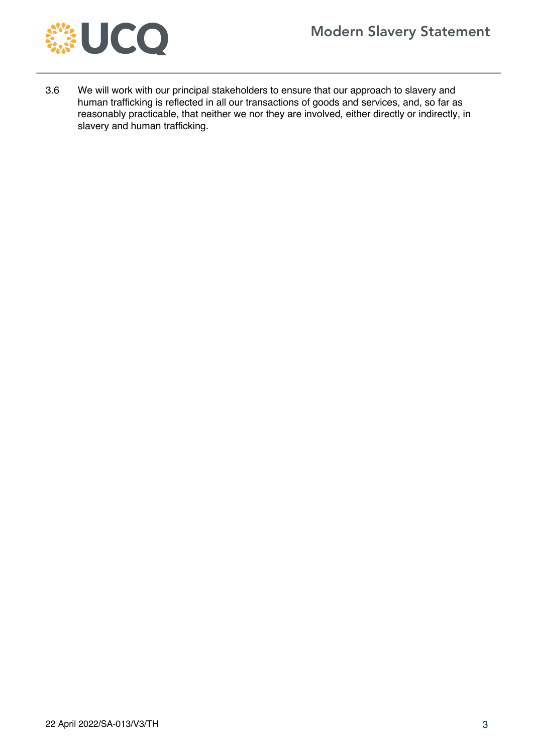3.6 We will work with our principal stakeholders to ensure that our approach to slavery and human trafficking is reflected in all our transactions of goods and services, and, so far as reasonably practicable, that neither we nor they are involved, either directly or indirectly, in slavery and human trafficking.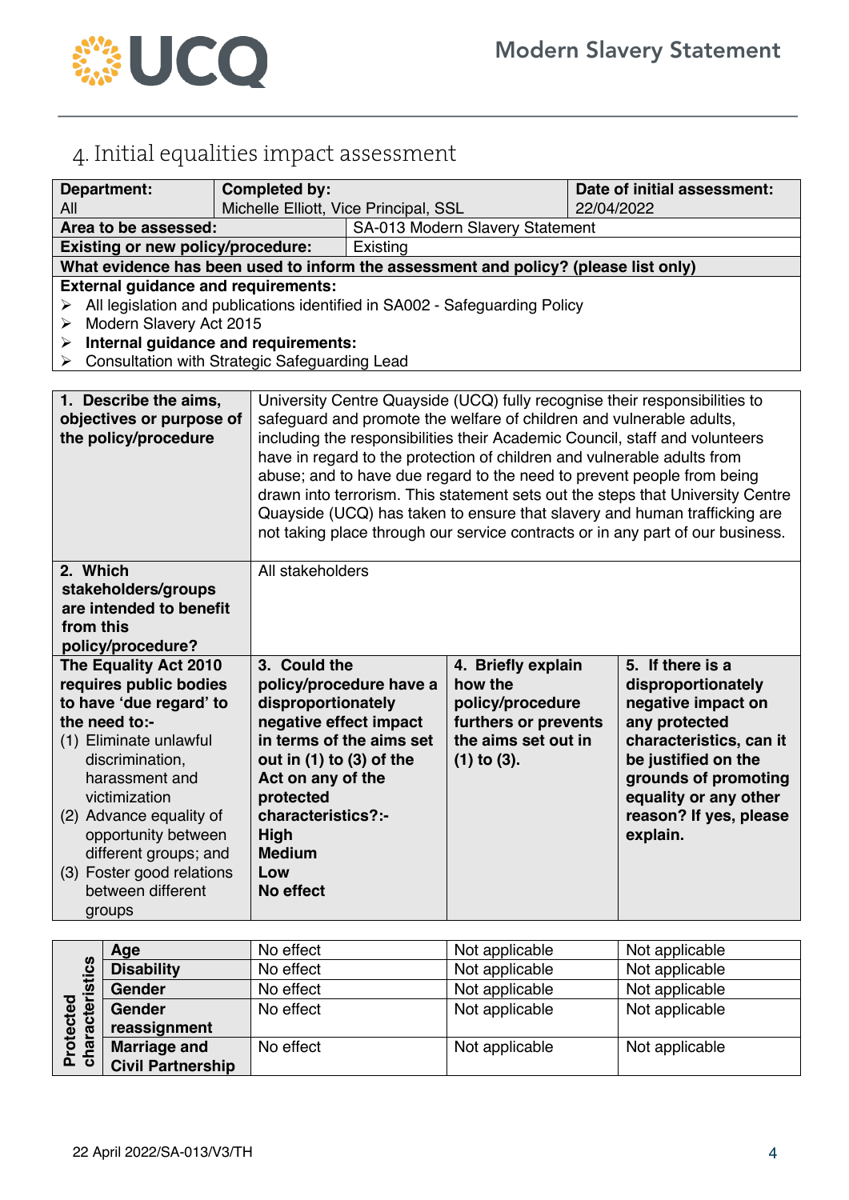## 4. Initial equalities impact assessment

| **Department:** | **Completed by:** | **Date of initial assessment:** |
|---|---|---|
| All | Michelle Elliott, Vice Principal, SSL | 22/04/2022 |
| **Area to be assessed:** | SA-013 Modern Slavery Statement | |
| **Existing or new policy/procedure:** | Existing | |

**What evidence has been used to inform the assessment and policy? (please list only)**

**External guidance and requirements:**

- All legislation and publications identified in SA002 - Safeguarding Policy
- Modern Slavery Act 2015
- **Internal guidance and requirements:**
- Consultation with Strategic Safeguarding Lead

| | |
|---|---|
| **1. Describe the aims, objectives or purpose of the policy/procedure** | University Centre Quayside (UCQ) fully recognise their responsibilities to safeguard and promote the welfare of children and vulnerable adults, including the responsibilities their Academic Council, staff and volunteers have in regard to the protection of children and vulnerable adults from abuse; and to have due regard to the need to prevent people from being drawn into terrorism. This statement sets out the steps that University Centre Quayside (UCQ) has taken to ensure that slavery and human trafficking are not taking place through our service contracts or in any part of our business. |
| **2. Which stakeholders/groups are intended to benefit from this policy/procedure?** | All stakeholders |

| | **The Equality Act 2010 requires public bodies to have 'due regard' to the need to:-** (1) Eliminate unlawful discrimination, harassment and victimization (2) Advance equality of opportunity between different groups; and (3) Foster good relations between different groups | **3. Could the policy/procedure have a disproportionately negative effect impact in terms of the aims set out in (1) to (3) of the Act on any of the protected characteristics?:-** **High** **Medium** **Low** **No effect** | **4. Briefly explain how the policy/procedure furthers or prevents the aims set out in (1) to (3).** | **5. If there is a disproportionately negative impact on any protected characteristics, can it be justified on the grounds of promoting equality or any other reason? If yes, please explain.** |
|---|---|---|---|---|
| **Protected characteristics** | **Age** | No effect | Not applicable | Not applicable |
| | **Disability** | No effect | Not applicable | Not applicable |
| | **Gender** | No effect | Not applicable | Not applicable |
| | **Gender reassignment** | No effect | Not applicable | Not applicable |
| | **Marriage and Civil Partnership** | No effect | Not applicable | Not applicable |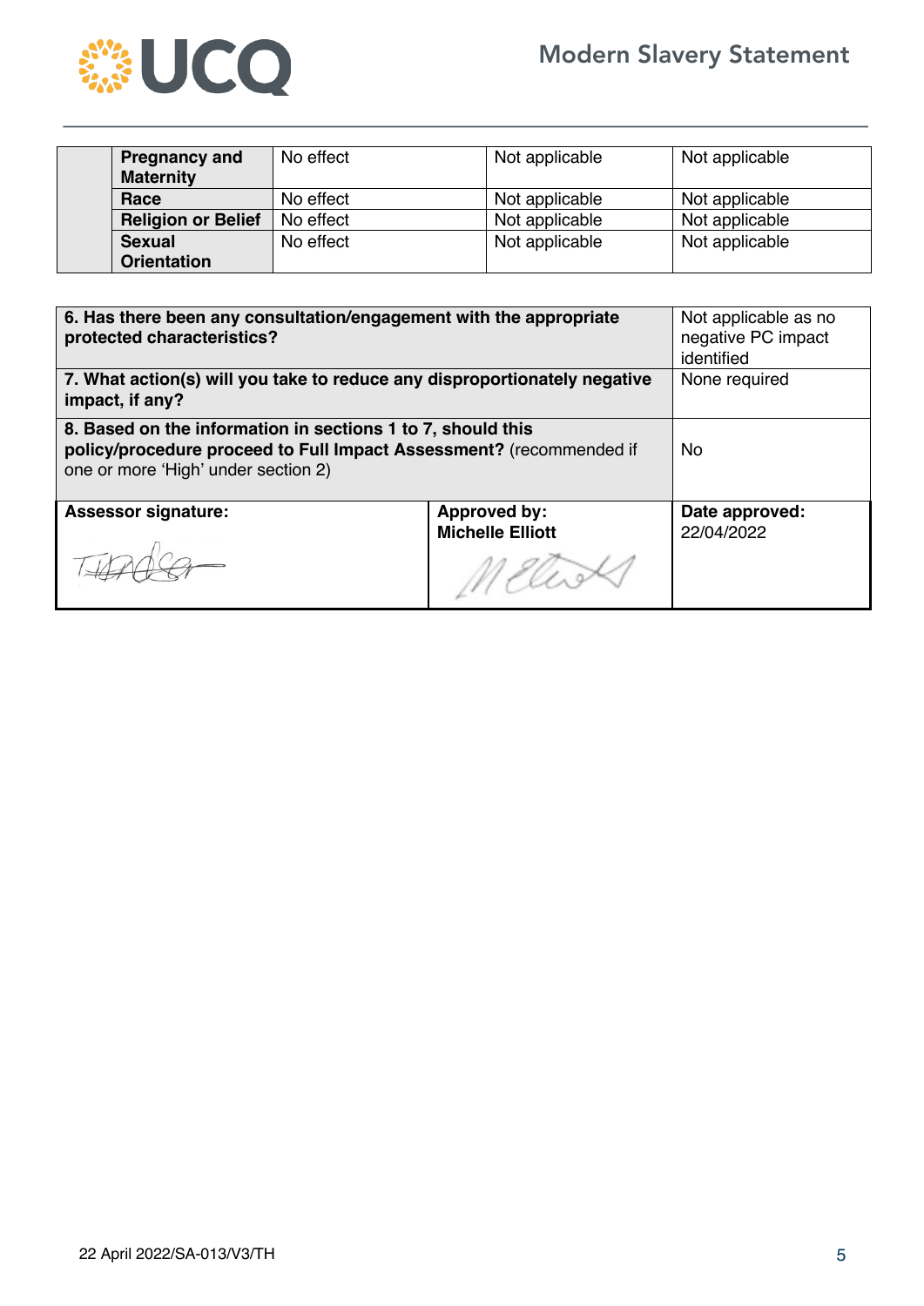| | | | | |
|---|---|---|---|---|
| | **Pregnancy and Maternity** | No effect | Not applicable | Not applicable |
| | **Race** | No effect | Not applicable | Not applicable |
| | **Religion or Belief** | No effect | Not applicable | Not applicable |
| | **Sexual Orientation** | No effect | Not applicable | Not applicable |

| | |
|---|---|
| **6. Has there been any consultation/engagement with the appropriate protected characteristics?** | Not applicable as no negative PC impact identified |
| **7. What action(s) will you take to reduce any disproportionately negative impact, if any?** | None required |
| **8. Based on the information in sections 1 to 7, should this policy/procedure proceed to Full Impact Assessment?** (recommended if one or more 'High' under section 2) | No |

| | | |
|---|---|---|
| **Assessor signature:** | **Approved by:** **Michelle Elliott** | **Date approved:** 22/04/2022 |

22 April 2022/SA-013/V3/TH